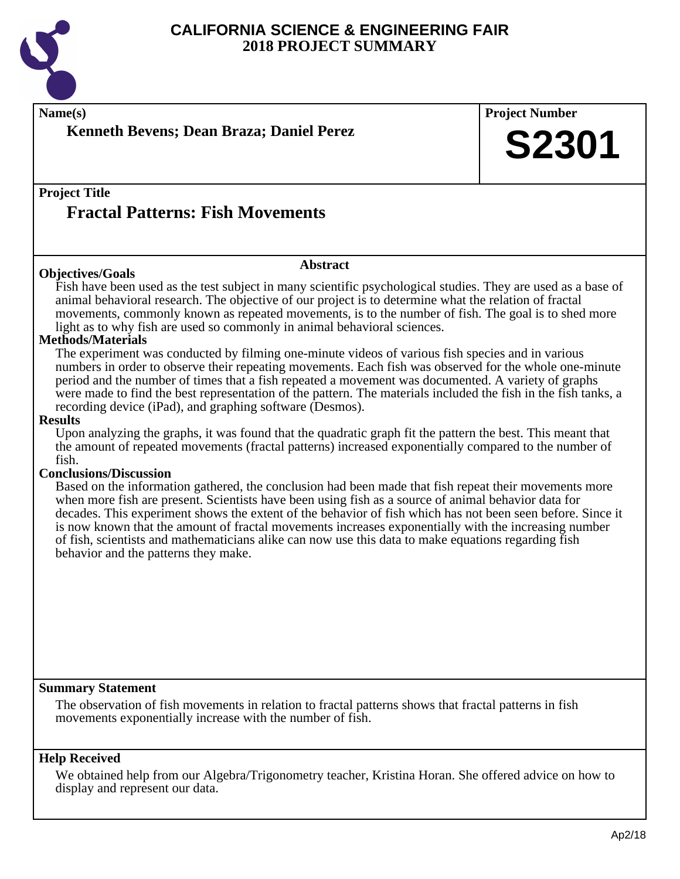# CALIFORNIA SCIENCE & ENGINEERING FAIR
## 2018 PROJECT SUMMARY

**Name(s)**

**Kenneth Bevens; Dean Braza; Daniel Perez**

**Project Number**

**S2301**

**Project Title**

## Fractal Patterns: Fish Movements

### Abstract

**Objectives/Goals**

Fish have been used as the test subject in many scientific psychological studies. They are used as a base of animal behavioral research. The objective of our project is to determine what the relation of fractal movements, commonly known as repeated movements, is to the number of fish. The goal is to shed more light as to why fish are used so commonly in animal behavioral sciences.

**Methods/Materials**

The experiment was conducted by filming one-minute videos of various fish species and in various numbers in order to observe their repeating movements. Each fish was observed for the whole one-minute period and the number of times that a fish repeated a movement was documented. A variety of graphs were made to find the best representation of the pattern. The materials included the fish in the fish tanks, a recording device (iPad), and graphing software (Desmos).

**Results**

Upon analyzing the graphs, it was found that the quadratic graph fit the pattern the best. This meant that the amount of repeated movements (fractal patterns) increased exponentially compared to the number of fish.

**Conclusions/Discussion**

Based on the information gathered, the conclusion had been made that fish repeat their movements more when more fish are present. Scientists have been using fish as a source of animal behavior data for decades. This experiment shows the extent of the behavior of fish which has not been seen before. Since it is now known that the amount of fractal movements increases exponentially with the increasing number of fish, scientists and mathematicians alike can now use this data to make equations regarding fish behavior and the patterns they make.

**Summary Statement**

The observation of fish movements in relation to fractal patterns shows that fractal patterns in fish movements exponentially increase with the number of fish.

**Help Received**

We obtained help from our Algebra/Trigonometry teacher, Kristina Horan. She offered advice on how to display and represent our data.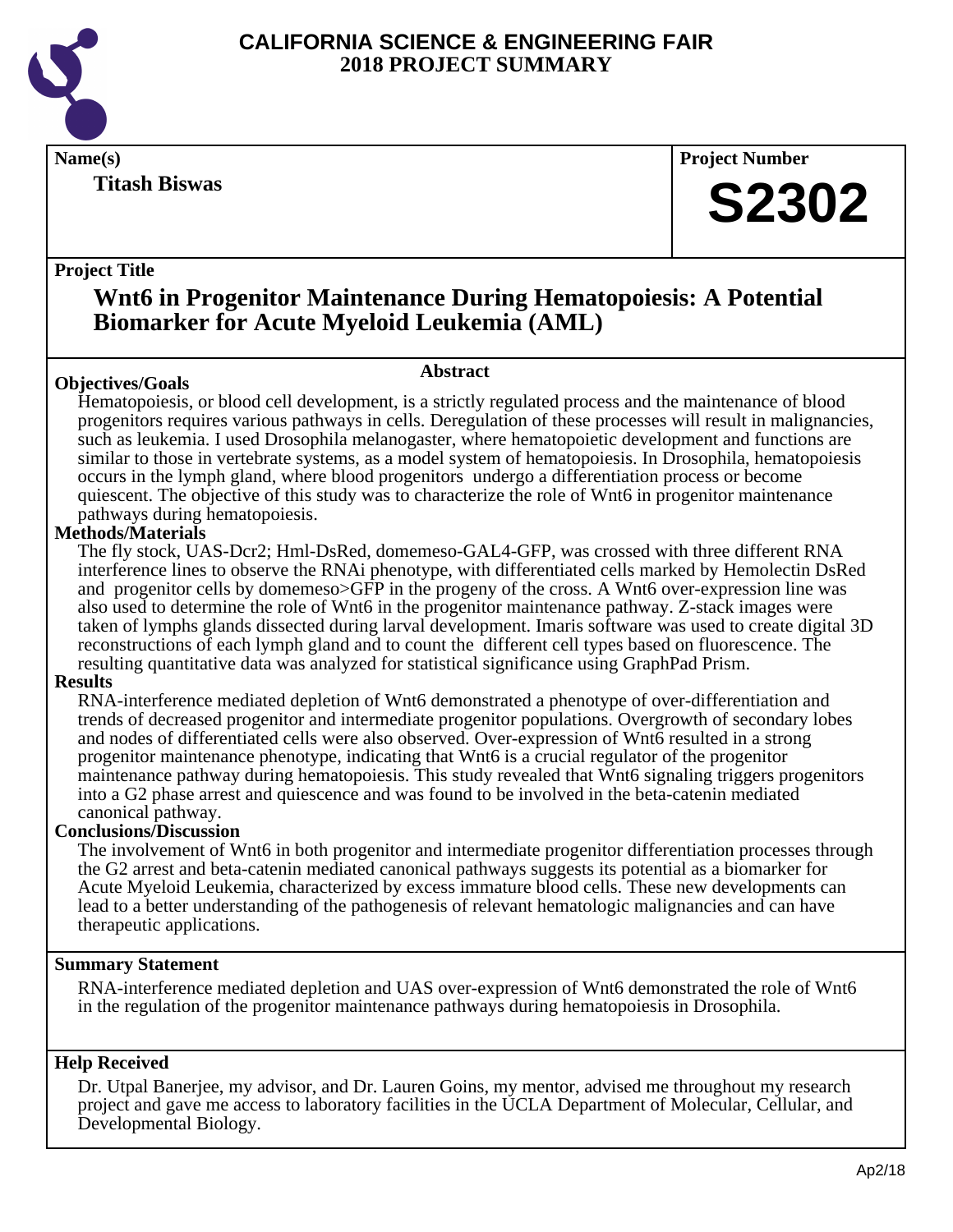# CALIFORNIA SCIENCE & ENGINEERING FAIR
# 2018 PROJECT SUMMARY

**Name(s)**

**Titash Biswas**

**Project Number**

**S2302**

**Project Title**

## Wnt6 in Progenitor Maintenance During Hematopoiesis: A Potential Biomarker for Acute Myeloid Leukemia (AML)

### Abstract

**Objectives/Goals**

Hematopoiesis, or blood cell development, is a strictly regulated process and the maintenance of blood progenitors requires various pathways in cells. Deregulation of these processes will result in malignancies, such as leukemia. I used Drosophila melanogaster, where hematopoietic development and functions are similar to those in vertebrate systems, as a model system of hematopoiesis. In Drosophila, hematopoiesis occurs in the lymph gland, where blood progenitors undergo a differentiation process or become quiescent. The objective of this study was to characterize the role of Wnt6 in progenitor maintenance pathways during hematopoiesis.

**Methods/Materials**

The fly stock, UAS-Dcr2; Hml-DsRed, domemeso-GAL4-GFP, was crossed with three different RNA interference lines to observe the RNAi phenotype, with differentiated cells marked by Hemolectin DsRed and progenitor cells by domemeso>GFP in the progeny of the cross. A Wnt6 over-expression line was also used to determine the role of Wnt6 in the progenitor maintenance pathway. Z-stack images were taken of lymphs glands dissected during larval development. Imaris software was used to create digital 3D reconstructions of each lymph gland and to count the different cell types based on fluorescence. The resulting quantitative data was analyzed for statistical significance using GraphPad Prism.

**Results**

RNA-interference mediated depletion of Wnt6 demonstrated a phenotype of over-differentiation and trends of decreased progenitor and intermediate progenitor populations. Overgrowth of secondary lobes and nodes of differentiated cells were also observed. Over-expression of Wnt6 resulted in a strong progenitor maintenance phenotype, indicating that Wnt6 is a crucial regulator of the progenitor maintenance pathway during hematopoiesis. This study revealed that Wnt6 signaling triggers progenitors into a G2 phase arrest and quiescence and was found to be involved in the beta-catenin mediated canonical pathway.

**Conclusions/Discussion**

The involvement of Wnt6 in both progenitor and intermediate progenitor differentiation processes through the G2 arrest and beta-catenin mediated canonical pathways suggests its potential as a biomarker for Acute Myeloid Leukemia, characterized by excess immature blood cells. These new developments can lead to a better understanding of the pathogenesis of relevant hematologic malignancies and can have therapeutic applications.

**Summary Statement**

RNA-interference mediated depletion and UAS over-expression of Wnt6 demonstrated the role of Wnt6 in the regulation of the progenitor maintenance pathways during hematopoiesis in Drosophila.

**Help Received**

Dr. Utpal Banerjee, my advisor, and Dr. Lauren Goins, my mentor, advised me throughout my research project and gave me access to laboratory facilities in the UCLA Department of Molecular, Cellular, and Developmental Biology.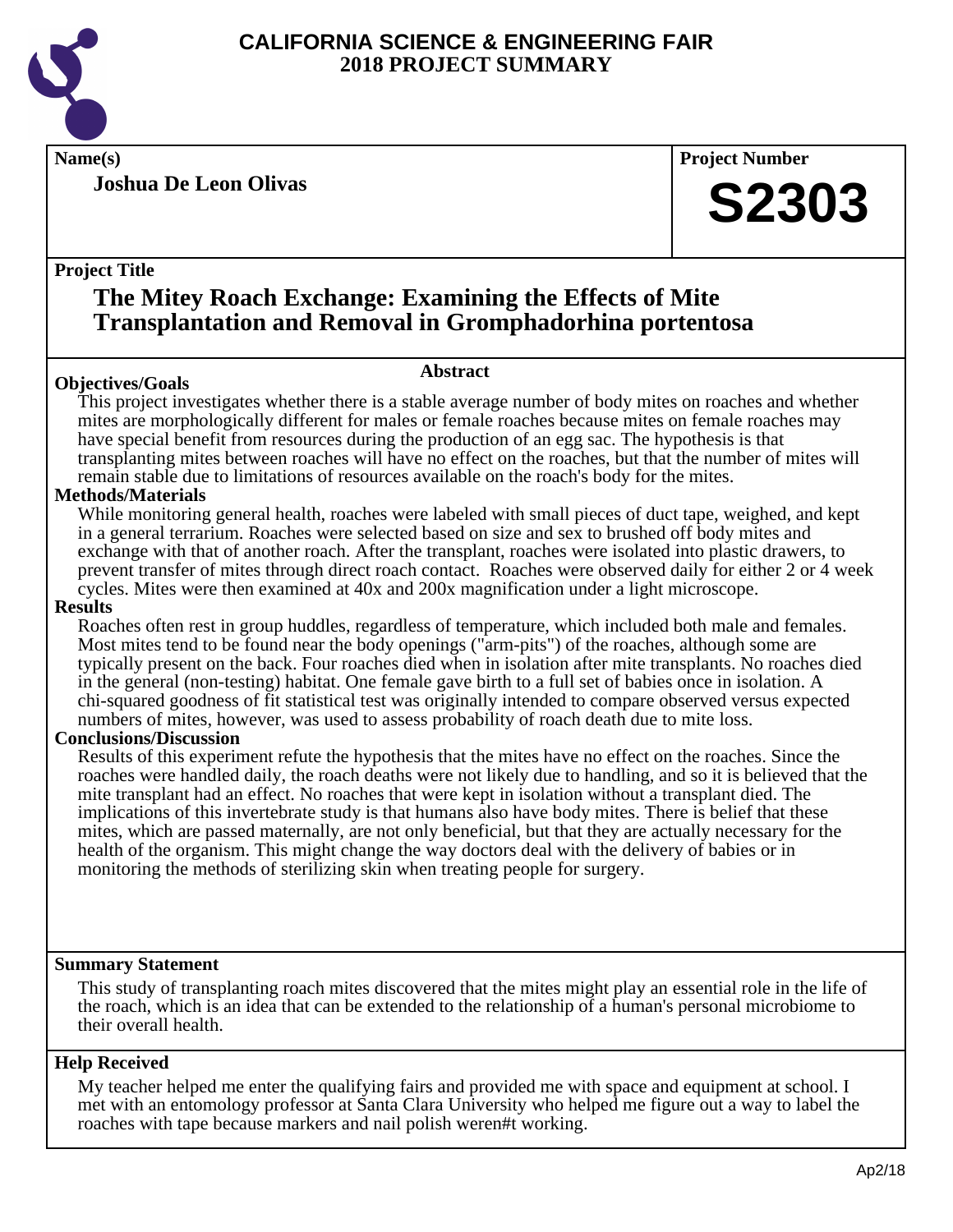# CALIFORNIA SCIENCE & ENGINEERING FAIR
## 2018 PROJECT SUMMARY

**Name(s)**

**Joshua De Leon Olivas**

**Project Number**

# S2303

**Project Title**

## The Mitey Roach Exchange: Examining the Effects of Mite Transplantation and Removal in Gromphadorhina portentosa

### Abstract

**Objectives/Goals**

This project investigates whether there is a stable average number of body mites on roaches and whether mites are morphologically different for males or female roaches because mites on female roaches may have special benefit from resources during the production of an egg sac. The hypothesis is that transplanting mites between roaches will have no effect on the roaches, but that the number of mites will remain stable due to limitations of resources available on the roach's body for the mites.

**Methods/Materials**

While monitoring general health, roaches were labeled with small pieces of duct tape, weighed, and kept in a general terrarium. Roaches were selected based on size and sex to brushed off body mites and exchange with that of another roach. After the transplant, roaches were isolated into plastic drawers, to prevent transfer of mites through direct roach contact. Roaches were observed daily for either 2 or 4 week cycles. Mites were then examined at 40x and 200x magnification under a light microscope.

**Results**

Roaches often rest in group huddles, regardless of temperature, which included both male and females. Most mites tend to be found near the body openings ("arm-pits") of the roaches, although some are typically present on the back. Four roaches died when in isolation after mite transplants. No roaches died in the general (non-testing) habitat. One female gave birth to a full set of babies once in isolation. A chi-squared goodness of fit statistical test was originally intended to compare observed versus expected numbers of mites, however, was used to assess probability of roach death due to mite loss.

**Conclusions/Discussion**

Results of this experiment refute the hypothesis that the mites have no effect on the roaches. Since the roaches were handled daily, the roach deaths were not likely due to handling, and so it is believed that the mite transplant had an effect. No roaches that were kept in isolation without a transplant died. The implications of this invertebrate study is that humans also have body mites. There is belief that these mites, which are passed maternally, are not only beneficial, but that they are actually necessary for the health of the organism. This might change the way doctors deal with the delivery of babies or in monitoring the methods of sterilizing skin when treating people for surgery.

**Summary Statement**

This study of transplanting roach mites discovered that the mites might play an essential role in the life of the roach, which is an idea that can be extended to the relationship of a human's personal microbiome to their overall health.

**Help Received**

My teacher helped me enter the qualifying fairs and provided me with space and equipment at school. I met with an entomology professor at Santa Clara University who helped me figure out a way to label the roaches with tape because markers and nail polish weren#t working.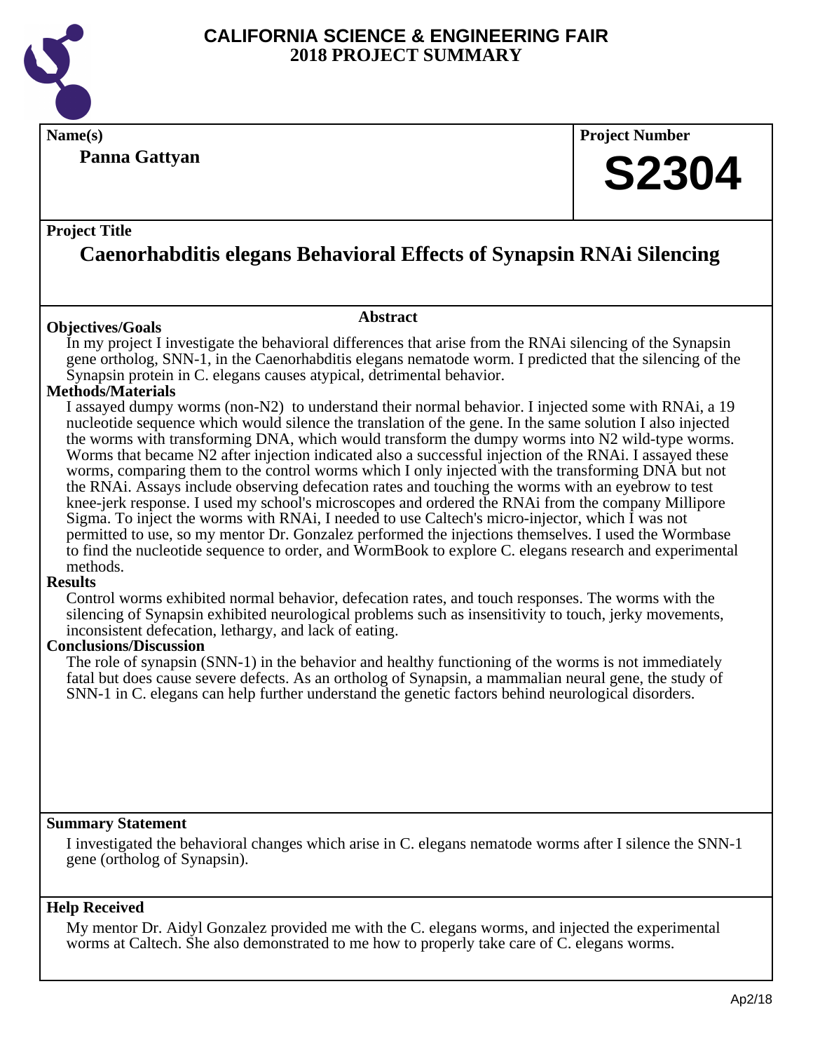# CALIFORNIA SCIENCE & ENGINEERING FAIR
## 2018 PROJECT SUMMARY

**Name(s)**

**Panna Gattyan**

**Project Number**

**S2304**

**Project Title**

## Caenorhabditis elegans Behavioral Effects of Synapsin RNAi Silencing

### Abstract

**Objectives/Goals**

In my project I investigate the behavioral differences that arise from the RNAi silencing of the Synapsin gene ortholog, SNN-1, in the Caenorhabditis elegans nematode worm. I predicted that the silencing of the Synapsin protein in C. elegans causes atypical, detrimental behavior.

**Methods/Materials**

I assayed dumpy worms (non-N2) to understand their normal behavior. I injected some with RNAi, a 19 nucleotide sequence which would silence the translation of the gene. In the same solution I also injected the worms with transforming DNA, which would transform the dumpy worms into N2 wild-type worms. Worms that became N2 after injection indicated also a successful injection of the RNAi. I assayed these worms, comparing them to the control worms which I only injected with the transforming DNA but not the RNAi. Assays include observing defecation rates and touching the worms with an eyebrow to test knee-jerk response. I used my school's microscopes and ordered the RNAi from the company Millipore Sigma. To inject the worms with RNAi, I needed to use Caltech's micro-injector, which I was not permitted to use, so my mentor Dr. Gonzalez performed the injections themselves. I used the Wormbase to find the nucleotide sequence to order, and WormBook to explore C. elegans research and experimental methods.

**Results**

Control worms exhibited normal behavior, defecation rates, and touch responses. The worms with the silencing of Synapsin exhibited neurological problems such as insensitivity to touch, jerky movements, inconsistent defecation, lethargy, and lack of eating.

**Conclusions/Discussion**

The role of synapsin (SNN-1) in the behavior and healthy functioning of the worms is not immediately fatal but does cause severe defects. As an ortholog of Synapsin, a mammalian neural gene, the study of SNN-1 in C. elegans can help further understand the genetic factors behind neurological disorders.

**Summary Statement**

I investigated the behavioral changes which arise in C. elegans nematode worms after I silence the SNN-1 gene (ortholog of Synapsin).

**Help Received**

My mentor Dr. Aidyl Gonzalez provided me with the C. elegans worms, and injected the experimental worms at Caltech. She also demonstrated to me how to properly take care of C. elegans worms.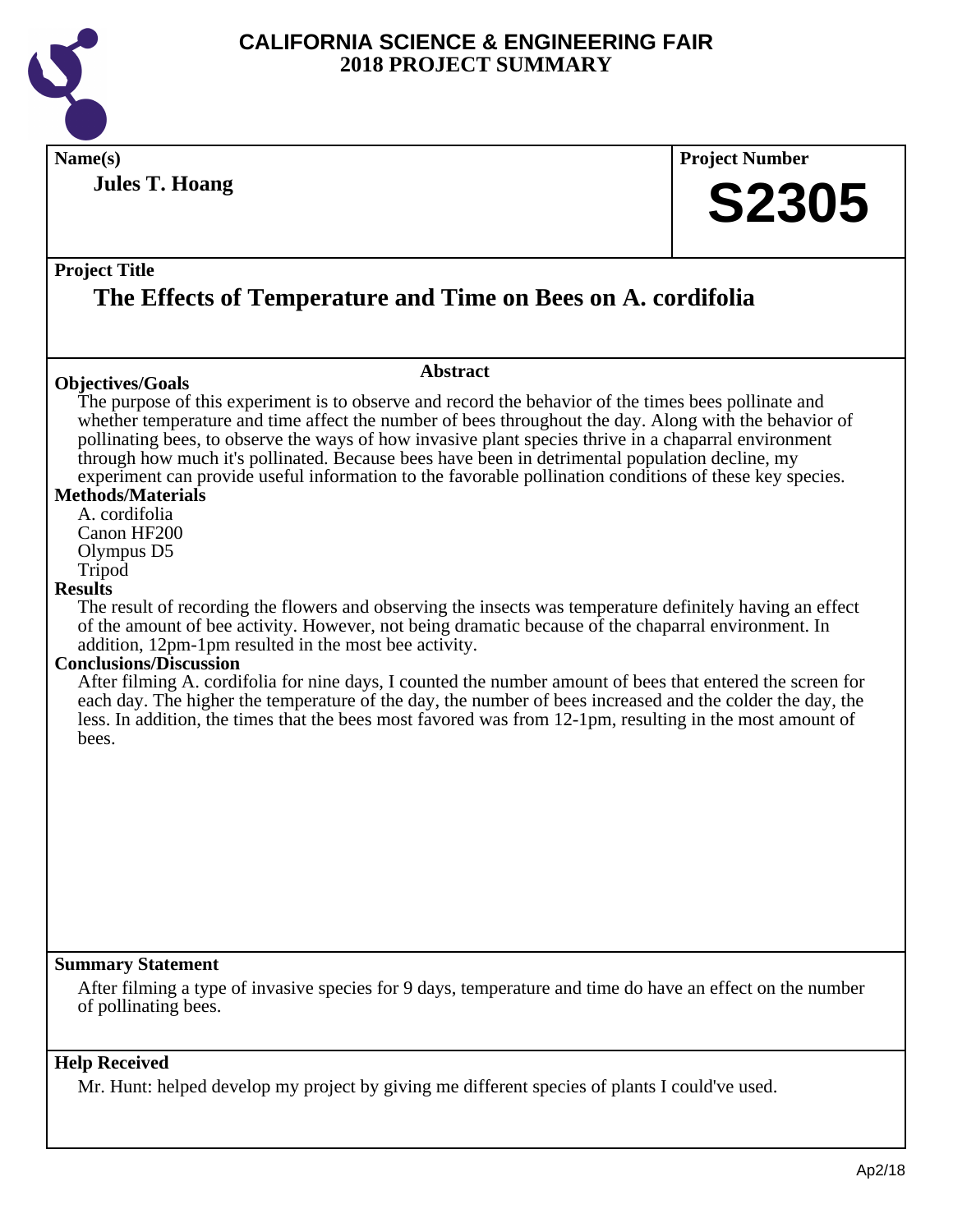# CALIFORNIA SCIENCE & ENGINEERING FAIR
## 2018 PROJECT SUMMARY

**Name(s)**

**Jules T. Hoang**

**Project Number**

**S2305**

**Project Title**

## The Effects of Temperature and Time on Bees on A. cordifolia

**Abstract**

**Objectives/Goals**

The purpose of this experiment is to observe and record the behavior of the times bees pollinate and whether temperature and time affect the number of bees throughout the day. Along with the behavior of pollinating bees, to observe the ways of how invasive plant species thrive in a chaparral environment through how much it's pollinated. Because bees have been in detrimental population decline, my experiment can provide useful information to the favorable pollination conditions of these key species.

**Methods/Materials**

A. cordifolia
Canon HF200
Olympus D5
Tripod

**Results**

The result of recording the flowers and observing the insects was temperature definitely having an effect of the amount of bee activity. However, not being dramatic because of the chaparral environment. In addition, 12pm-1pm resulted in the most bee activity.

**Conclusions/Discussion**

After filming A. cordifolia for nine days, I counted the number amount of bees that entered the screen for each day. The higher the temperature of the day, the number of bees increased and the colder the day, the less. In addition, the times that the bees most favored was from 12-1pm, resulting in the most amount of bees.

**Summary Statement**

After filming a type of invasive species for 9 days, temperature and time do have an effect on the number of pollinating bees.

**Help Received**

Mr. Hunt: helped develop my project by giving me different species of plants I could've used.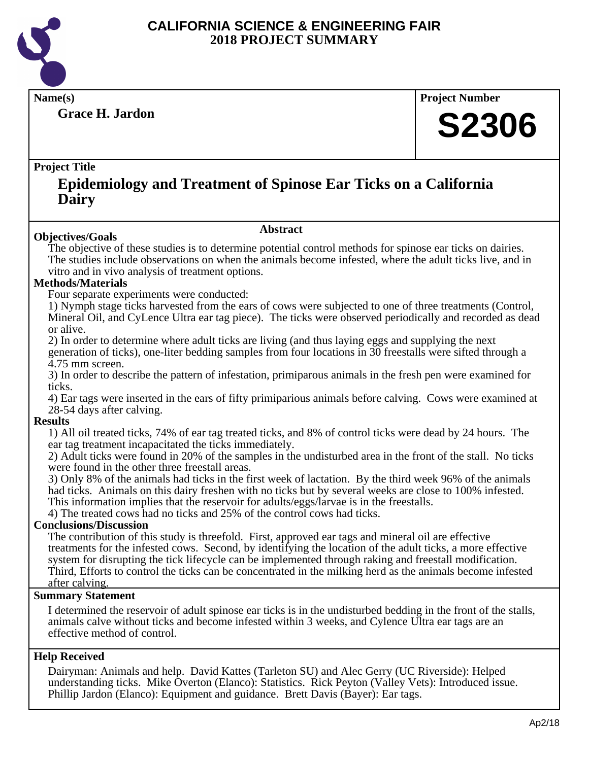# CALIFORNIA SCIENCE & ENGINEERING FAIR 2018 PROJECT SUMMARY

**Name(s)**

**Grace H. Jardon**

**Project Number**

**S2306**

**Project Title**

## Epidemiology and Treatment of Spinose Ear Ticks on a California Dairy

### Abstract

**Objectives/Goals**

The objective of these studies is to determine potential control methods for spinose ear ticks on dairies. The studies include observations on when the animals become infested, where the adult ticks live, and in vitro and in vivo analysis of treatment options.

**Methods/Materials**

Four separate experiments were conducted:

1) Nymph stage ticks harvested from the ears of cows were subjected to one of three treatments (Control, Mineral Oil, and CyLence Ultra ear tag piece). The ticks were observed periodically and recorded as dead or alive.

2) In order to determine where adult ticks are living (and thus laying eggs and supplying the next generation of ticks), one-liter bedding samples from four locations in 30 freestalls were sifted through a 4.75 mm screen.

3) In order to describe the pattern of infestation, primiparous animals in the fresh pen were examined for ticks.

4) Ear tags were inserted in the ears of fifty primiparious animals before calving. Cows were examined at 28-54 days after calving.

**Results**

1) All oil treated ticks, 74% of ear tag treated ticks, and 8% of control ticks were dead by 24 hours. The ear tag treatment incapacitated the ticks immediately.

2) Adult ticks were found in 20% of the samples in the undisturbed area in the front of the stall. No ticks were found in the other three freestall areas.

3) Only 8% of the animals had ticks in the first week of lactation. By the third week 96% of the animals had ticks. Animals on this dairy freshen with no ticks but by several weeks are close to 100% infested. This information implies that the reservoir for adults/eggs/larvae is in the freestalls.

4) The treated cows had no ticks and 25% of the control cows had ticks.

**Conclusions/Discussion**

The contribution of this study is threefold. First, approved ear tags and mineral oil are effective treatments for the infested cows. Second, by identifying the location of the adult ticks, a more effective system for disrupting the tick lifecycle can be implemented through raking and freestall modification. Third, Efforts to control the ticks can be concentrated in the milking herd as the animals become infested after calving.

**Summary Statement**

I determined the reservoir of adult spinose ear ticks is in the undisturbed bedding in the front of the stalls, animals calve without ticks and become infested within 3 weeks, and Cylence Ultra ear tags are an effective method of control.

**Help Received**

Dairyman: Animals and help. David Kattes (Tarleton SU) and Alec Gerry (UC Riverside): Helped understanding ticks. Mike Overton (Elanco): Statistics. Rick Peyton (Valley Vets): Introduced issue. Phillip Jardon (Elanco): Equipment and guidance. Brett Davis (Bayer): Ear tags.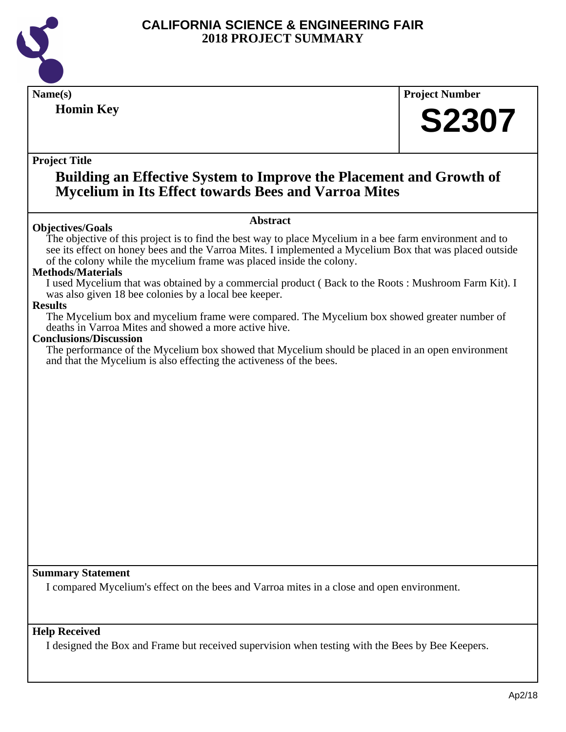# CALIFORNIA SCIENCE & ENGINEERING FAIR
## 2018 PROJECT SUMMARY

**Name(s)**

**Homin Key**

**Project Number**

**S2307**

**Project Title**

## Building an Effective System to Improve the Placement and Growth of Mycelium in Its Effect towards Bees and Varroa Mites

**Abstract**

**Objectives/Goals**

The objective of this project is to find the best way to place Mycelium in a bee farm environment and to see its effect on honey bees and the Varroa Mites. I implemented a Mycelium Box that was placed outside of the colony while the mycelium frame was placed inside the colony.

**Methods/Materials**

I used Mycelium that was obtained by a commercial product ( Back to the Roots : Mushroom Farm Kit). I was also given 18 bee colonies by a local bee keeper.

**Results**

The Mycelium box and mycelium frame were compared. The Mycelium box showed greater number of deaths in Varroa Mites and showed a more active hive.

**Conclusions/Discussion**

The performance of the Mycelium box showed that Mycelium should be placed in an open environment and that the Mycelium is also effecting the activeness of the bees.

**Summary Statement**

I compared Mycelium's effect on the bees and Varroa mites in a close and open environment.

**Help Received**

I designed the Box and Frame but received supervision when testing with the Bees by Bee Keepers.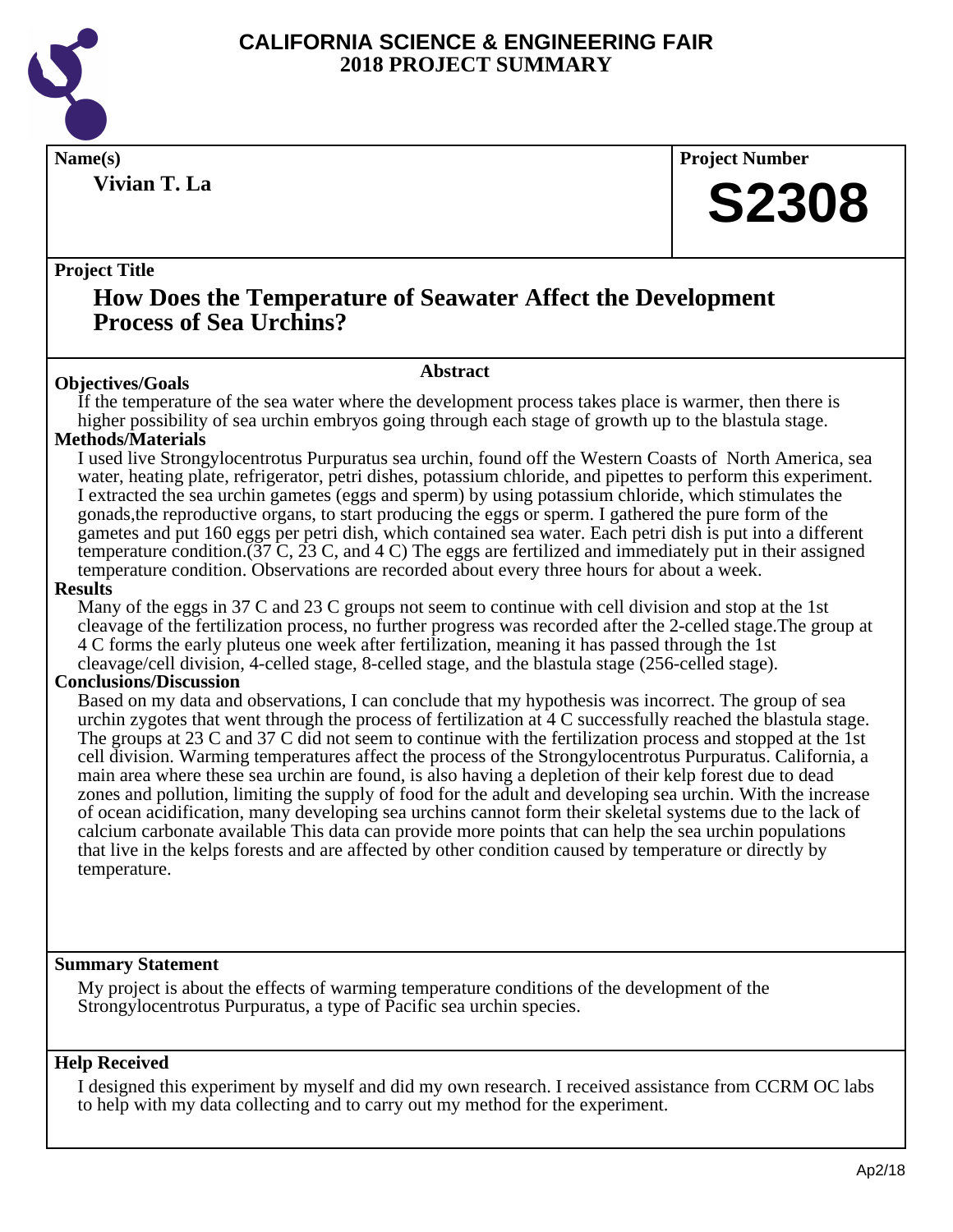# CALIFORNIA SCIENCE & ENGINEERING FAIR
## 2018 PROJECT SUMMARY

**Name(s)**

**Vivian T. La**

**Project Number**

**S2308**

**Project Title**

## How Does the Temperature of Seawater Affect the Development Process of Sea Urchins?

### Abstract

**Objectives/Goals**

If the temperature of the sea water where the development process takes place is warmer, then there is higher possibility of sea urchin embryos going through each stage of growth up to the blastula stage.

**Methods/Materials**

I used live Strongylocentrotus Purpuratus sea urchin, found off the Western Coasts of North America, sea water, heating plate, refrigerator, petri dishes, potassium chloride, and pipettes to perform this experiment. I extracted the sea urchin gametes (eggs and sperm) by using potassium chloride, which stimulates the gonads,the reproductive organs, to start producing the eggs or sperm. I gathered the pure form of the gametes and put 160 eggs per petri dish, which contained sea water. Each petri dish is put into a different temperature condition.(37 C, 23 C, and 4 C) The eggs are fertilized and immediately put in their assigned temperature condition. Observations are recorded about every three hours for about a week.

**Results**

Many of the eggs in 37 C and 23 C groups not seem to continue with cell division and stop at the 1st cleavage of the fertilization process, no further progress was recorded after the 2-celled stage.The group at 4 C forms the early pluteus one week after fertilization, meaning it has passed through the 1st cleavage/cell division, 4-celled stage, 8-celled stage, and the blastula stage (256-celled stage).

**Conclusions/Discussion**

Based on my data and observations, I can conclude that my hypothesis was incorrect. The group of sea urchin zygotes that went through the process of fertilization at 4 C successfully reached the blastula stage. The groups at 23 C and 37 C did not seem to continue with the fertilization process and stopped at the 1st cell division. Warming temperatures affect the process of the Strongylocentrotus Purpuratus. California, a main area where these sea urchin are found, is also having a depletion of their kelp forest due to dead zones and pollution, limiting the supply of food for the adult and developing sea urchin. With the increase of ocean acidification, many developing sea urchins cannot form their skeletal systems due to the lack of calcium carbonate available This data can provide more points that can help the sea urchin populations that live in the kelps forests and are affected by other condition caused by temperature or directly by temperature.

**Summary Statement**

My project is about the effects of warming temperature conditions of the development of the Strongylocentrotus Purpuratus, a type of Pacific sea urchin species.

**Help Received**

I designed this experiment by myself and did my own research. I received assistance from CCRM OC labs to help with my data collecting and to carry out my method for the experiment.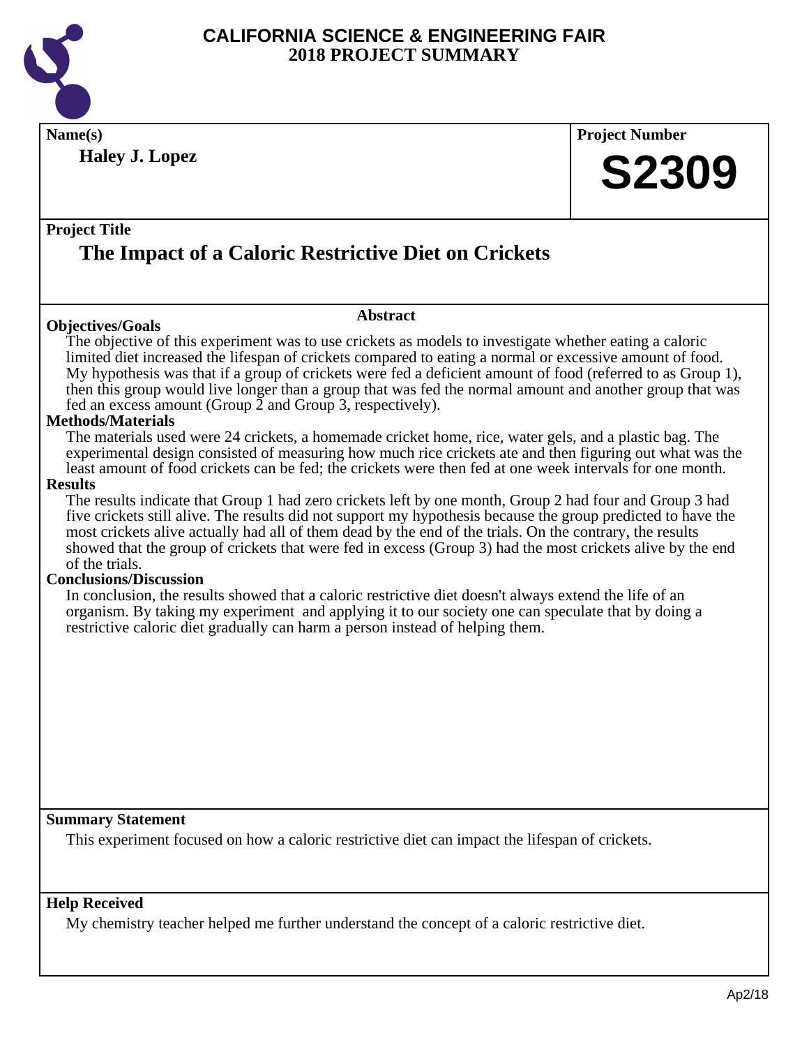# CALIFORNIA SCIENCE & ENGINEERING FAIR
## 2018 PROJECT SUMMARY

**Name(s)**

**Haley J. Lopez**

**Project Number**

**S2309**

**Project Title**

# The Impact of a Caloric Restrictive Diet on Crickets

### Abstract

**Objectives/Goals**

The objective of this experiment was to use crickets as models to investigate whether eating a caloric limited diet increased the lifespan of crickets compared to eating a normal or excessive amount of food. My hypothesis was that if a group of crickets were fed a deficient amount of food (referred to as Group 1), then this group would live longer than a group that was fed the normal amount and another group that was fed an excess amount (Group 2 and Group 3, respectively).

**Methods/Materials**

The materials used were 24 crickets, a homemade cricket home, rice, water gels, and a plastic bag. The experimental design consisted of measuring how much rice crickets ate and then figuring out what was the least amount of food crickets can be fed; the crickets were then fed at one week intervals for one month.

**Results**

The results indicate that Group 1 had zero crickets left by one month, Group 2 had four and Group 3 had five crickets still alive. The results did not support my hypothesis because the group predicted to have the most crickets alive actually had all of them dead by the end of the trials. On the contrary, the results showed that the group of crickets that were fed in excess (Group 3) had the most crickets alive by the end of the trials.

**Conclusions/Discussion**

In conclusion, the results showed that a caloric restrictive diet doesn't always extend the life of an organism. By taking my experiment and applying it to our society one can speculate that by doing a restrictive caloric diet gradually can harm a person instead of helping them.

**Summary Statement**

This experiment focused on how a caloric restrictive diet can impact the lifespan of crickets.

**Help Received**

My chemistry teacher helped me further understand the concept of a caloric restrictive diet.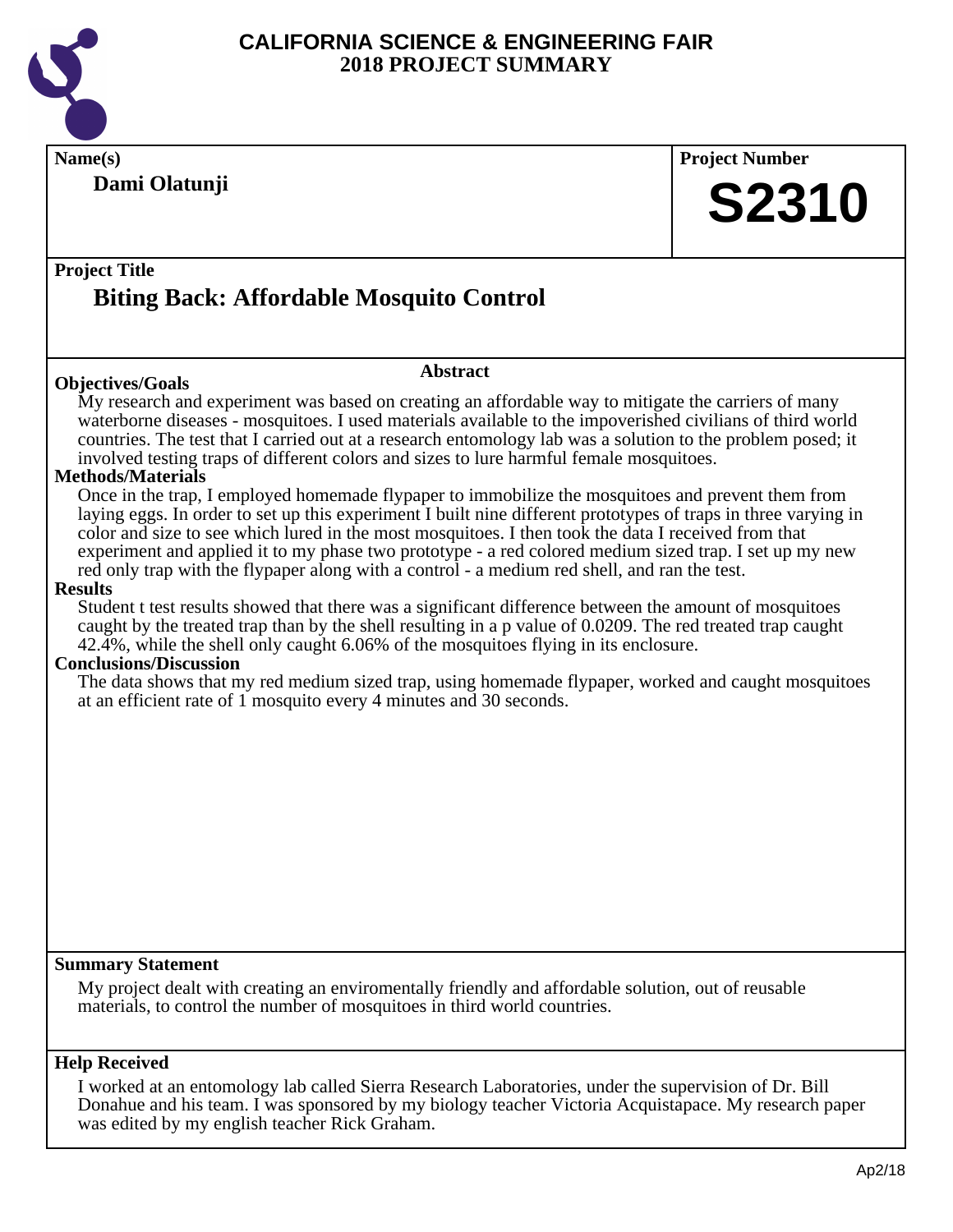# CALIFORNIA SCIENCE & ENGINEERING FAIR
## 2018 PROJECT SUMMARY

**Name(s)**

**Dami Olatunji**

**Project Number**

**S2310**

**Project Title**

## Biting Back: Affordable Mosquito Control

### Abstract

**Objectives/Goals**

My research and experiment was based on creating an affordable way to mitigate the carriers of many waterborne diseases - mosquitoes. I used materials available to the impoverished civilians of third world countries. The test that I carried out at a research entomology lab was a solution to the problem posed; it involved testing traps of different colors and sizes to lure harmful female mosquitoes.

**Methods/Materials**

Once in the trap, I employed homemade flypaper to immobilize the mosquitoes and prevent them from laying eggs. In order to set up this experiment I built nine different prototypes of traps in three varying in color and size to see which lured in the most mosquitoes. I then took the data I received from that experiment and applied it to my phase two prototype - a red colored medium sized trap. I set up my new red only trap with the flypaper along with a control - a medium red shell, and ran the test.

**Results**

Student t test results showed that there was a significant difference between the amount of mosquitoes caught by the treated trap than by the shell resulting in a p value of 0.0209. The red treated trap caught 42.4%, while the shell only caught 6.06% of the mosquitoes flying in its enclosure.

**Conclusions/Discussion**

The data shows that my red medium sized trap, using homemade flypaper, worked and caught mosquitoes at an efficient rate of 1 mosquito every 4 minutes and 30 seconds.

**Summary Statement**

My project dealt with creating an enviromentally friendly and affordable solution, out of reusable materials, to control the number of mosquitoes in third world countries.

**Help Received**

I worked at an entomology lab called Sierra Research Laboratories, under the supervision of Dr. Bill Donahue and his team. I was sponsored by my biology teacher Victoria Acquistapace. My research paper was edited by my english teacher Rick Graham.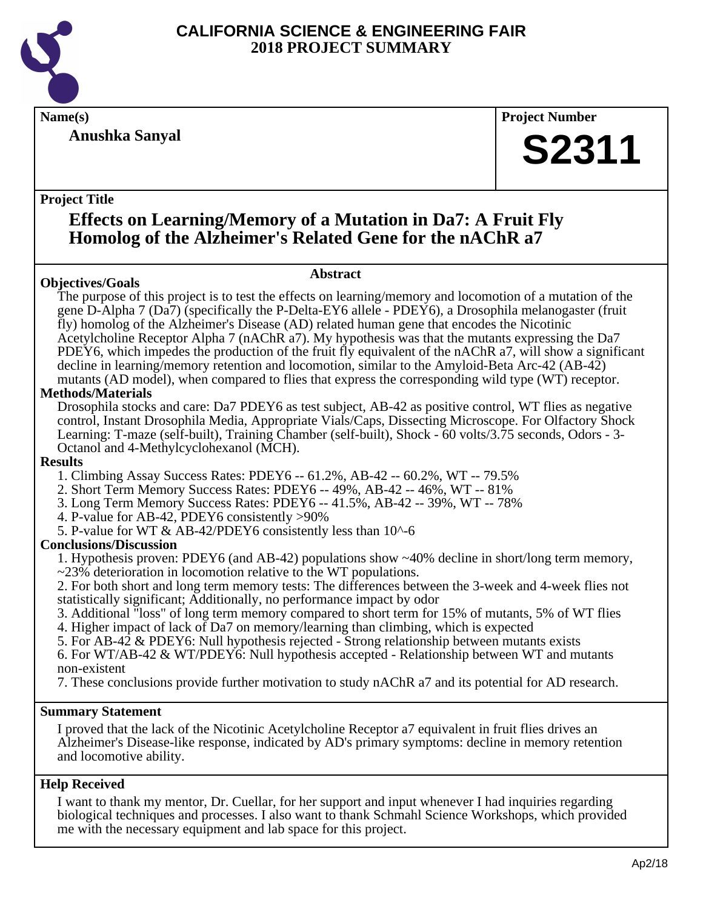# CALIFORNIA SCIENCE & ENGINEERING FAIR
## 2018 PROJECT SUMMARY

**Name(s)**

**Anushka Sanyal**

**Project Number**

**S2311**

**Project Title**

## Effects on Learning/Memory of a Mutation in Da7: A Fruit Fly Homolog of the Alzheimer's Related Gene for the nAChR a7

### Abstract

**Objectives/Goals**

The purpose of this project is to test the effects on learning/memory and locomotion of a mutation of the gene D-Alpha 7 (Da7) (specifically the P-Delta-EY6 allele - PDEY6), a Drosophila melanogaster (fruit fly) homolog of the Alzheimer's Disease (AD) related human gene that encodes the Nicotinic Acetylcholine Receptor Alpha 7 (nAChR a7). My hypothesis was that the mutants expressing the Da7 PDEY6, which impedes the production of the fruit fly equivalent of the nAChR a7, will show a significant decline in learning/memory retention and locomotion, similar to the Amyloid-Beta Arc-42 (AB-42) mutants (AD model), when compared to flies that express the corresponding wild type (WT) receptor.

**Methods/Materials**

Drosophila stocks and care: Da7 PDEY6 as test subject, AB-42 as positive control, WT flies as negative control, Instant Drosophila Media, Appropriate Vials/Caps, Dissecting Microscope. For Olfactory Shock Learning: T-maze (self-built), Training Chamber (self-built), Shock - 60 volts/3.75 seconds, Odors - 3-Octanol and 4-Methylcyclohexanol (MCH).

**Results**

1. Climbing Assay Success Rates: PDEY6 -- 61.2%, AB-42 -- 60.2%, WT -- 79.5%
2. Short Term Memory Success Rates: PDEY6 -- 49%, AB-42 -- 46%, WT -- 81%
3. Long Term Memory Success Rates: PDEY6 -- 41.5%, AB-42 -- 39%, WT -- 78%
4. P-value for AB-42, PDEY6 consistently >90%
5. P-value for WT & AB-42/PDEY6 consistently less than 10^-6

**Conclusions/Discussion**

1. Hypothesis proven: PDEY6 (and AB-42) populations show ~40% decline in short/long term memory, ~23% deterioration in locomotion relative to the WT populations.
2. For both short and long term memory tests: The differences between the 3-week and 4-week flies not statistically significant; Additionally, no performance impact by odor
3. Additional "loss" of long term memory compared to short term for 15% of mutants, 5% of WT flies
4. Higher impact of lack of Da7 on memory/learning than climbing, which is expected
5. For AB-42 & PDEY6: Null hypothesis rejected - Strong relationship between mutants exists
6. For WT/AB-42 & WT/PDEY6: Null hypothesis accepted - Relationship between WT and mutants non-existent
7. These conclusions provide further motivation to study nAChR a7 and its potential for AD research.

**Summary Statement**

I proved that the lack of the Nicotinic Acetylcholine Receptor a7 equivalent in fruit flies drives an Alzheimer's Disease-like response, indicated by AD's primary symptoms: decline in memory retention and locomotive ability.

**Help Received**

I want to thank my mentor, Dr. Cuellar, for her support and input whenever I had inquiries regarding biological techniques and processes. I also want to thank Schmahl Science Workshops, which provided me with the necessary equipment and lab space for this project.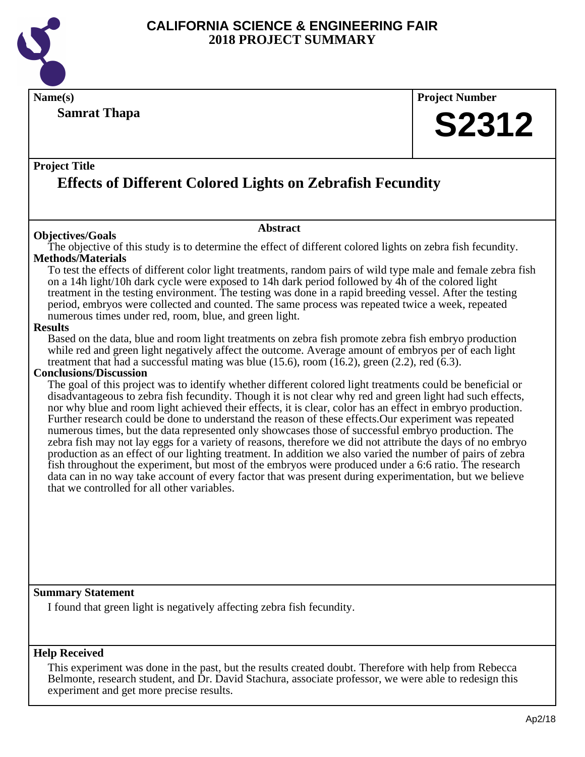# CALIFORNIA SCIENCE & ENGINEERING FAIR
## 2018 PROJECT SUMMARY

**Name(s)**

**Samrat Thapa**

**Project Number**

**S2312**

**Project Title**

## Effects of Different Colored Lights on Zebrafish Fecundity

### Abstract

**Objectives/Goals**

The objective of this study is to determine the effect of different colored lights on zebra fish fecundity.

**Methods/Materials**

To test the effects of different color light treatments, random pairs of wild type male and female zebra fish on a 14h light/10h dark cycle were exposed to 14h dark period followed by 4h of the colored light treatment in the testing environment. The testing was done in a rapid breeding vessel. After the testing period, embryos were collected and counted. The same process was repeated twice a week, repeated numerous times under red, room, blue, and green light.

**Results**

Based on the data, blue and room light treatments on zebra fish promote zebra fish embryo production while red and green light negatively affect the outcome. Average amount of embryos per of each light treatment that had a successful mating was blue (15.6), room (16.2), green (2.2), red (6.3).

**Conclusions/Discussion**

The goal of this project was to identify whether different colored light treatments could be beneficial or disadvantageous to zebra fish fecundity. Though it is not clear why red and green light had such effects, nor why blue and room light achieved their effects, it is clear, color has an effect in embryo production. Further research could be done to understand the reason of these effects.Our experiment was repeated numerous times, but the data represented only showcases those of successful embryo production. The zebra fish may not lay eggs for a variety of reasons, therefore we did not attribute the days of no embryo production as an effect of our lighting treatment. In addition we also varied the number of pairs of zebra fish throughout the experiment, but most of the embryos were produced under a 6:6 ratio. The research data can in no way take account of every factor that was present during experimentation, but we believe that we controlled for all other variables.

**Summary Statement**

I found that green light is negatively affecting zebra fish fecundity.

**Help Received**

This experiment was done in the past, but the results created doubt. Therefore with help from Rebecca Belmonte, research student, and Dr. David Stachura, associate professor, we were able to redesign this experiment and get more precise results.